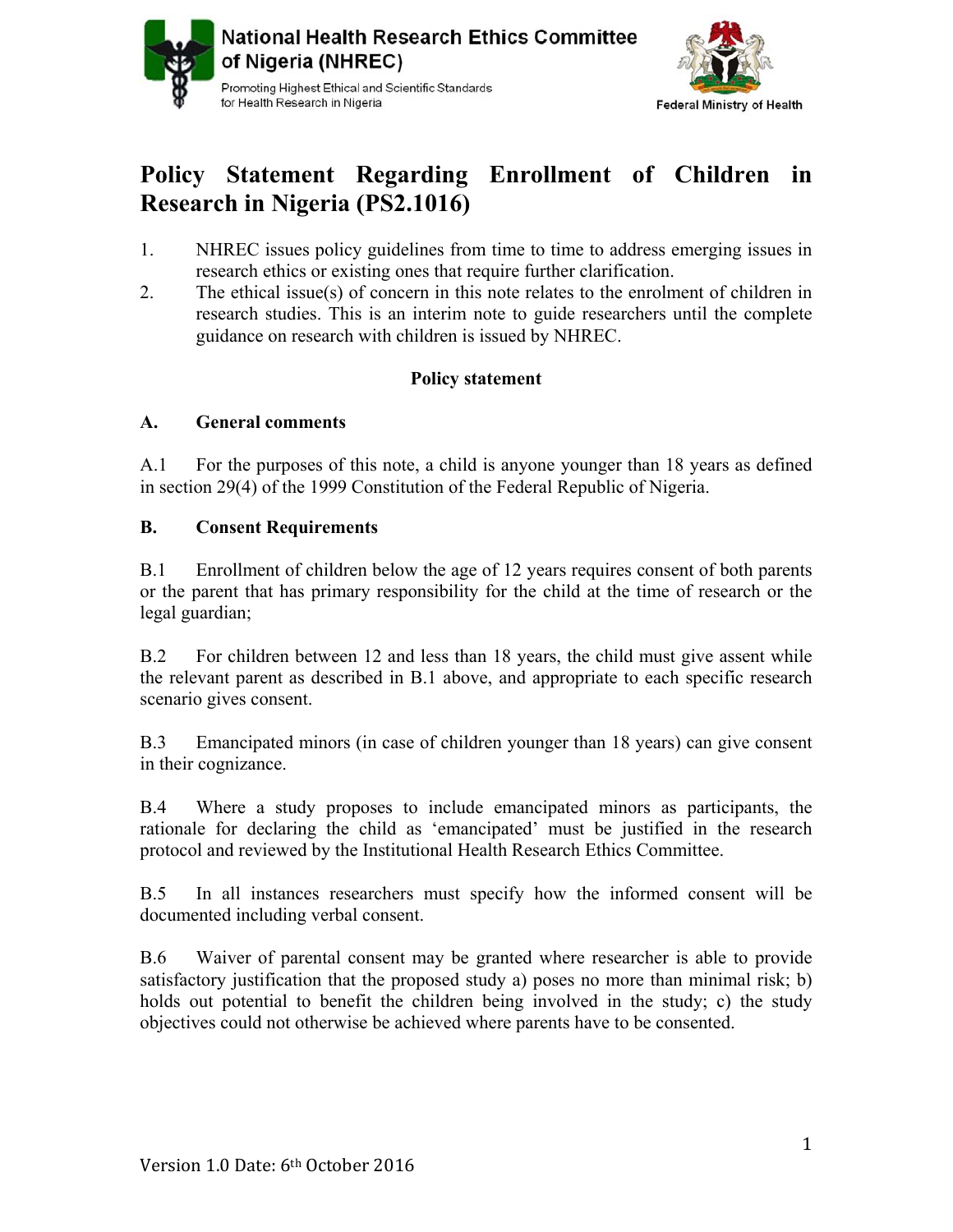National Health Research Ethics Committee of Nigeria (NHREC)

Promoting Highest Ethical and Scientific Standards for Health Research in Nigeria

Federal Ministry of Health

# Policy Statement Regarding Enrollment of Children in Research in Nigeria (PS2.1016)

1. NHREC issues policy guidelines from time to time to address emerging issues in research ethics or existing ones that require further clarification.
2. The ethical issue(s) of concern in this note relates to the enrolment of children in research studies. This is an interim note to guide researchers until the complete guidance on research with children is issued by NHREC.

**Policy statement**

## A. General comments

A.1 For the purposes of this note, a child is anyone younger than 18 years as defined in section 29(4) of the 1999 Constitution of the Federal Republic of Nigeria.

## B. Consent Requirements

B.1 Enrollment of children below the age of 12 years requires consent of both parents or the parent that has primary responsibility for the child at the time of research or the legal guardian;

B.2 For children between 12 and less than 18 years, the child must give assent while the relevant parent as described in B.1 above, and appropriate to each specific research scenario gives consent.

B.3 Emancipated minors (in case of children younger than 18 years) can give consent in their cognizance.

B.4 Where a study proposes to include emancipated minors as participants, the rationale for declaring the child as 'emancipated' must be justified in the research protocol and reviewed by the Institutional Health Research Ethics Committee.

B.5 In all instances researchers must specify how the informed consent will be documented including verbal consent.

B.6 Waiver of parental consent may be granted where researcher is able to provide satisfactory justification that the proposed study a) poses no more than minimal risk; b) holds out potential to benefit the children being involved in the study; c) the study objectives could not otherwise be achieved where parents have to be consented.

Version 1.0 Date: 6th October 2016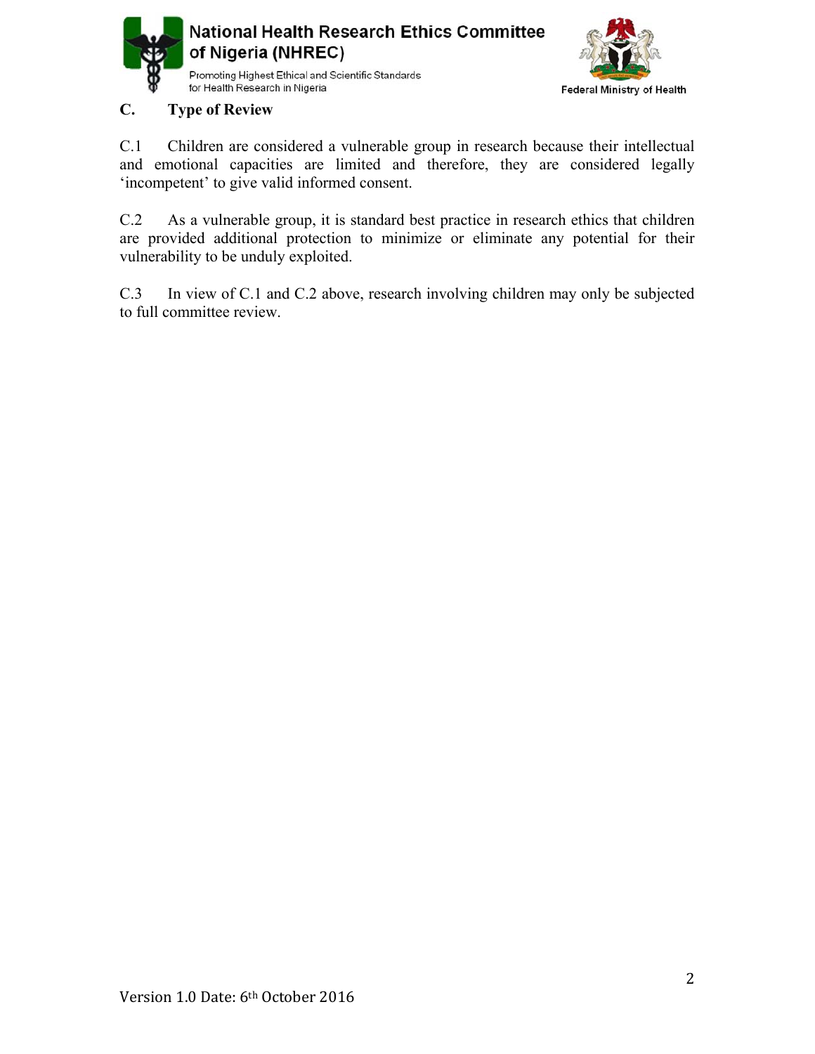## C. Type of Review

C.1 Children are considered a vulnerable group in research because their intellectual and emotional capacities are limited and therefore, they are considered legally 'incompetent' to give valid informed consent.

C.2 As a vulnerable group, it is standard best practice in research ethics that children are provided additional protection to minimize or eliminate any potential for their vulnerability to be unduly exploited.

C.3 In view of C.1 and C.2 above, research involving children may only be subjected to full committee review.